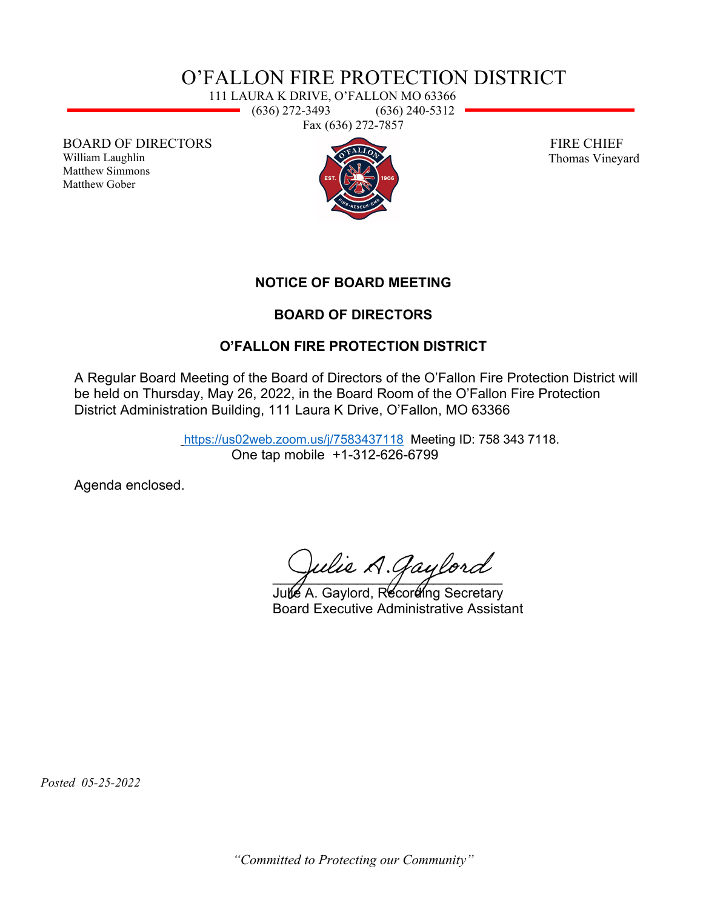# O'FALLON FIRE PROTECTION DISTRICT

111 LAURA K DRIVE, O'FALLON MO 63366
(636) 272-3493 (636) 240-5312
Fax (636) 272-7857

BOARD OF DIRECTORS
William Laughlin
Matthew Simmons
Matthew Gober

FIRE CHIEF
Thomas Vineyard

## NOTICE OF BOARD MEETING

## BOARD OF DIRECTORS

## O'FALLON FIRE PROTECTION DISTRICT

A Regular Board Meeting of the Board of Directors of the O'Fallon Fire Protection District will be held on Thursday, May 26, 2022, in the Board Room of the O'Fallon Fire Protection District Administration Building, 111 Laura K Drive, O'Fallon, MO 63366

https://us02web.zoom.us/j/7583437118 Meeting ID: 758 343 7118.
One tap mobile +1-312-626-6799

Agenda enclosed.

Julie A. Gaylord, Recording Secretary
Board Executive Administrative Assistant

*Posted 05-25-2022*

*"Committed to Protecting our Community"*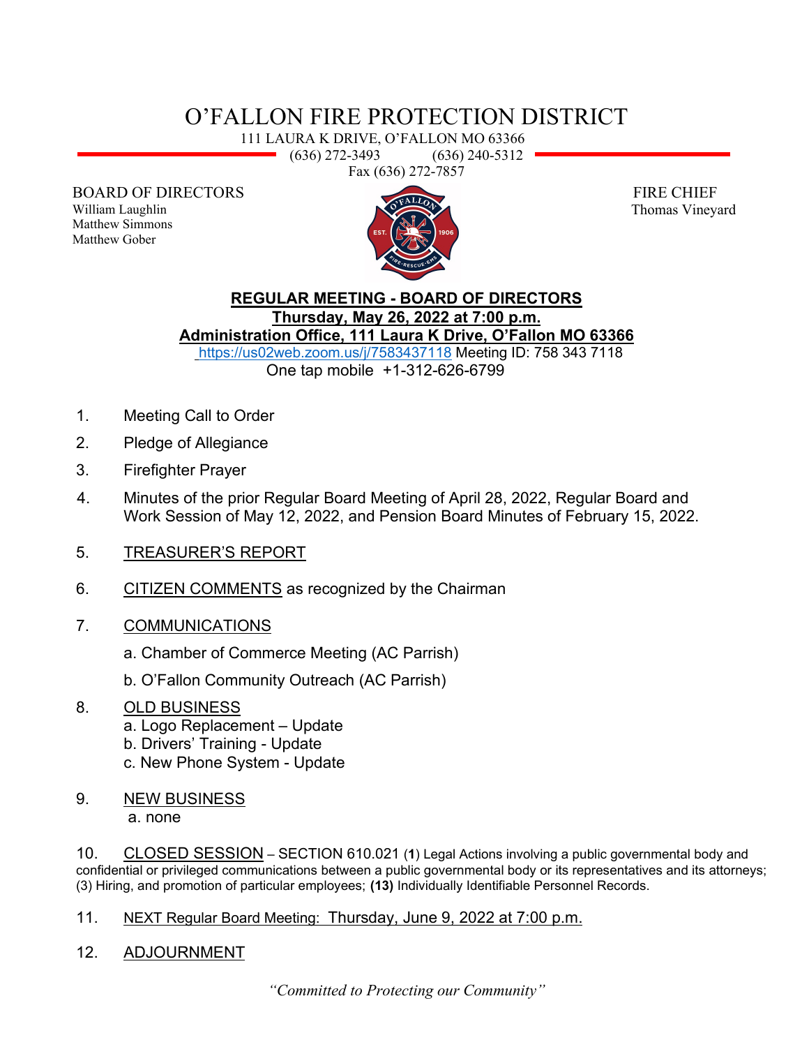# O'FALLON FIRE PROTECTION DISTRICT

111 LAURA K DRIVE, O'FALLON MO 63366
(636) 272-3493 (636) 240-5312
Fax (636) 272-7857

BOARD OF DIRECTORS
William Laughlin
Matthew Simmons
Matthew Gober

FIRE CHIEF
Thomas Vineyard

**REGULAR MEETING - BOARD OF DIRECTORS**
**Thursday, May 26, 2022 at 7:00 p.m.**
**Administration Office, 111 Laura K Drive, O'Fallon MO 63366**
https://us02web.zoom.us/j/7583437118 Meeting ID: 758 343 7118
One tap mobile +1-312-626-6799

1. Meeting Call to Order
2. Pledge of Allegiance
3. Firefighter Prayer
4. Minutes of the prior Regular Board Meeting of April 28, 2022, Regular Board and Work Session of May 12, 2022, and Pension Board Minutes of February 15, 2022.
5. TREASURER'S REPORT
6. CITIZEN COMMENTS as recognized by the Chairman
7. COMMUNICATIONS
   a. Chamber of Commerce Meeting (AC Parrish)
   b. O'Fallon Community Outreach (AC Parrish)
8. OLD BUSINESS
   a. Logo Replacement – Update
   b. Drivers' Training - Update
   c. New Phone System - Update
9. NEW BUSINESS
   a. none
10. CLOSED SESSION – SECTION 610.021 (**1**) Legal Actions involving a public governmental body and confidential or privileged communications between a public governmental body or its representatives and its attorneys; (3) Hiring, and promotion of particular employees; **(13)** Individually Identifiable Personnel Records.
11. NEXT Regular Board Meeting: Thursday, June 9, 2022 at 7:00 p.m.
12. ADJOURNMENT

*"Committed to Protecting our Community"*